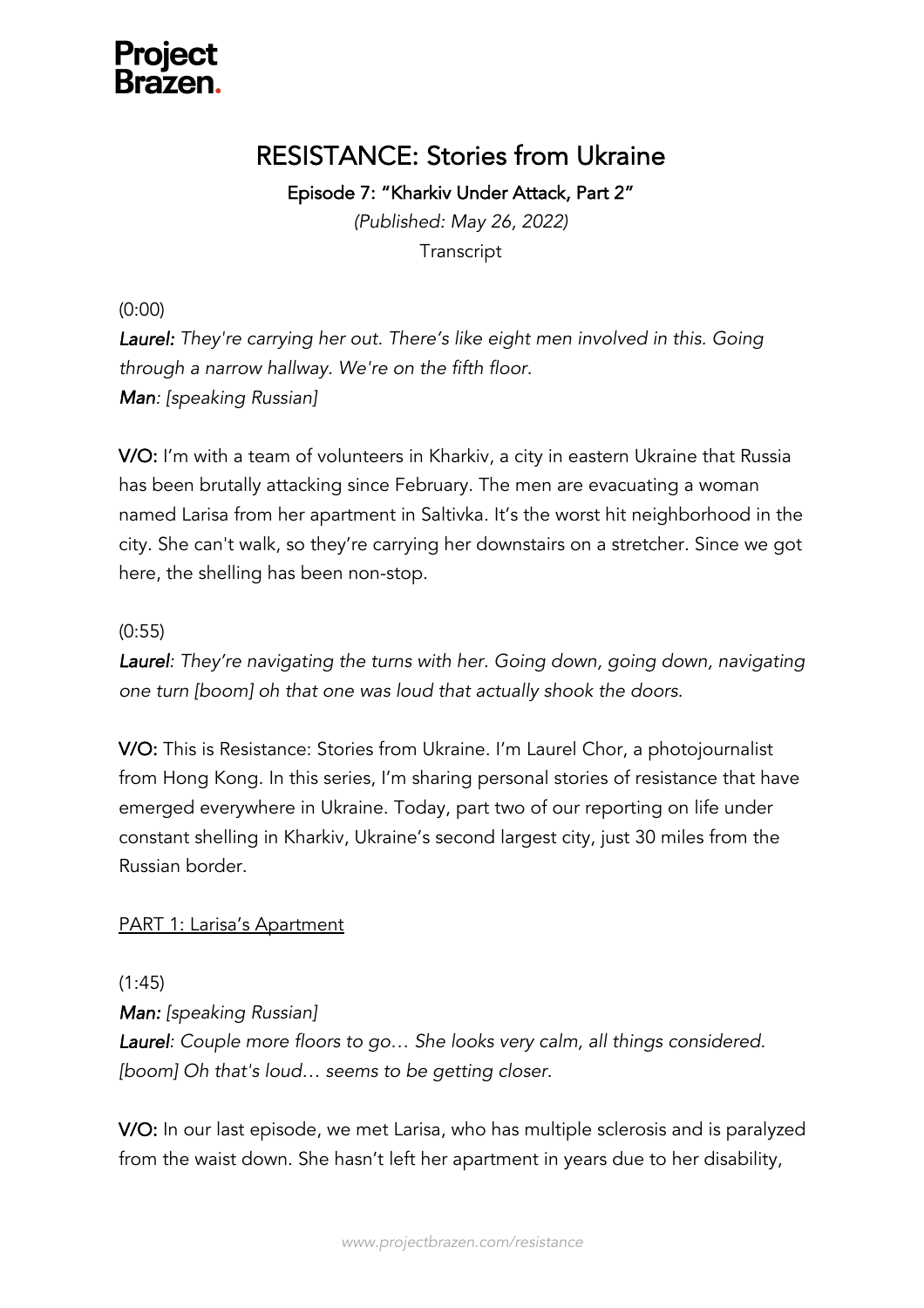**Project Brazen.**

# RESISTANCE: Stories from Ukraine

## Episode 7: "Kharkiv Under Attack, Part 2"

*(Published: May 26, 2022)*

Transcript

(0:00)

***Laurel:*** *They're carrying her out. There's like eight men involved in this. Going through a narrow hallway. We're on the fifth floor.*

***Man****: [speaking Russian]*

**V/O:** I'm with a team of volunteers in Kharkiv, a city in eastern Ukraine that Russia has been brutally attacking since February. The men are evacuating a woman named Larisa from her apartment in Saltivka. It's the worst hit neighborhood in the city. She can't walk, so they're carrying her downstairs on a stretcher. Since we got here, the shelling has been non-stop.

(0:55)

***Laurel****: They're navigating the turns with her. Going down, going down, navigating one turn [boom] oh that one was loud that actually shook the doors.*

**V/O:** This is Resistance: Stories from Ukraine. I'm Laurel Chor, a photojournalist from Hong Kong. In this series, I'm sharing personal stories of resistance that have emerged everywhere in Ukraine. Today, part two of our reporting on life under constant shelling in Kharkiv, Ukraine's second largest city, just 30 miles from the Russian border.

<u>PART 1: Larisa's Apartment</u>

(1:45)

***Man:*** *[speaking Russian]*

***Laurel****: Couple more floors to go… She looks very calm, all things considered. [boom] Oh that's loud… seems to be getting closer.*

**V/O:** In our last episode, we met Larisa, who has multiple sclerosis and is paralyzed from the waist down. She hasn't left her apartment in years due to her disability,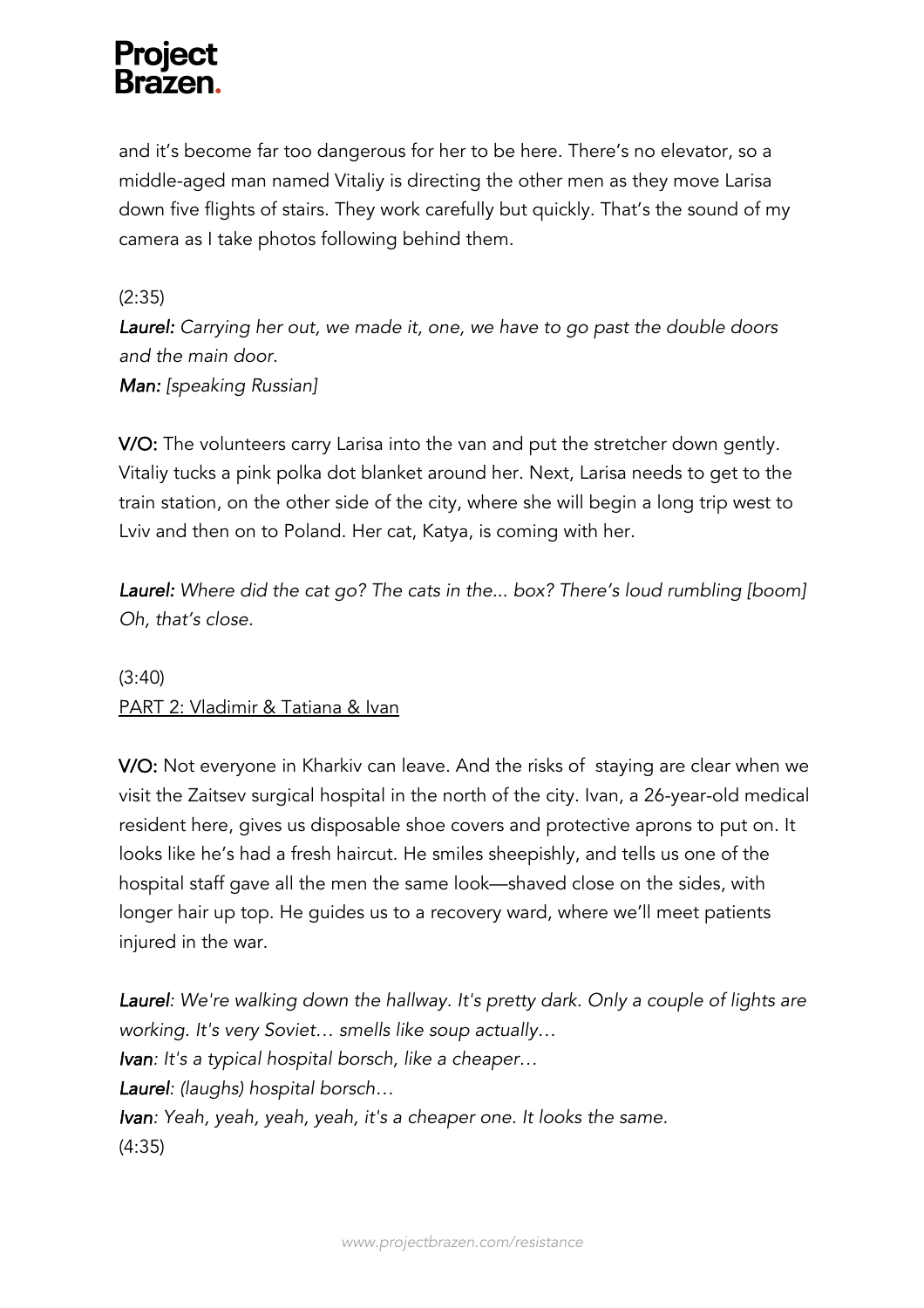and it's become far too dangerous for her to be here. There's no elevator, so a middle-aged man named Vitaliy is directing the other men as they move Larisa down five flights of stairs. They work carefully but quickly. That's the sound of my camera as I take photos following behind them.

(2:35)

***Laurel:*** *Carrying her out, we made it, one, we have to go past the double doors and the main door.*

***Man:*** *[speaking Russian]*

**V/O:** The volunteers carry Larisa into the van and put the stretcher down gently. Vitaliy tucks a pink polka dot blanket around her. Next, Larisa needs to get to the train station, on the other side of the city, where she will begin a long trip west to Lviv and then on to Poland. Her cat, Katya, is coming with her.

***Laurel:*** *Where did the cat go? The cats in the... box? There's loud rumbling [boom] Oh, that's close.*

(3:40)

<u>PART 2: Vladimir & Tatiana & Ivan</u>

**V/O:** Not everyone in Kharkiv can leave. And the risks of staying are clear when we visit the Zaitsev surgical hospital in the north of the city. Ivan, a 26-year-old medical resident here, gives us disposable shoe covers and protective aprons to put on. It looks like he's had a fresh haircut. He smiles sheepishly, and tells us one of the hospital staff gave all the men the same look—shaved close on the sides, with longer hair up top. He guides us to a recovery ward, where we'll meet patients injured in the war.

***Laurel****: We're walking down the hallway. It's pretty dark. Only a couple of lights are working. It's very Soviet… smells like soup actually…*

***Ivan****: It's a typical hospital borsch, like a cheaper…*

***Laurel****: (laughs) hospital borsch…*

***Ivan****: Yeah, yeah, yeah, yeah, it's a cheaper one. It looks the same.*

(4:35)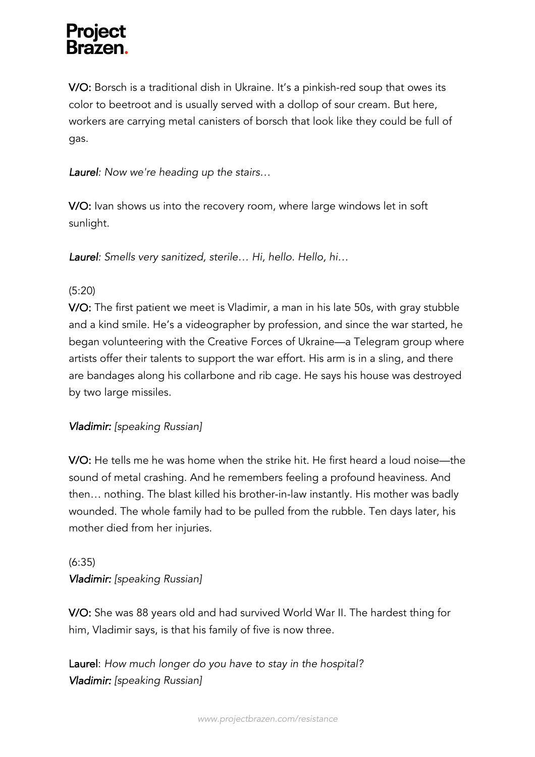**V/O:** Borsch is a traditional dish in Ukraine. It's a pinkish-red soup that owes its color to beetroot and is usually served with a dollop of sour cream. But here, workers are carrying metal canisters of borsch that look like they could be full of gas.

***Laurel****: Now we're heading up the stairs…*

**V/O:** Ivan shows us into the recovery room, where large windows let in soft sunlight.

***Laurel****: Smells very sanitized, sterile… Hi, hello. Hello, hi…*

(5:20)
**V/O:** The first patient we meet is Vladimir, a man in his late 50s, with gray stubble and a kind smile. He's a videographer by profession, and since the war started, he began volunteering with the Creative Forces of Ukraine—a Telegram group where artists offer their talents to support the war effort. His arm is in a sling, and there are bandages along his collarbone and rib cage. He says his house was destroyed by two large missiles.

***Vladimir:*** *[speaking Russian]*

**V/O:** He tells me he was home when the strike hit. He first heard a loud noise—the sound of metal crashing. And he remembers feeling a profound heaviness. And then… nothing. The blast killed his brother-in-law instantly. His mother was badly wounded. The whole family had to be pulled from the rubble. Ten days later, his mother died from her injuries.

(6:35)
***Vladimir:*** *[speaking Russian]*

**V/O:** She was 88 years old and had survived World War II. The hardest thing for him, Vladimir says, is that his family of five is now three.

**Laurel**: *How much longer do you have to stay in the hospital?*
***Vladimir:*** *[speaking Russian]*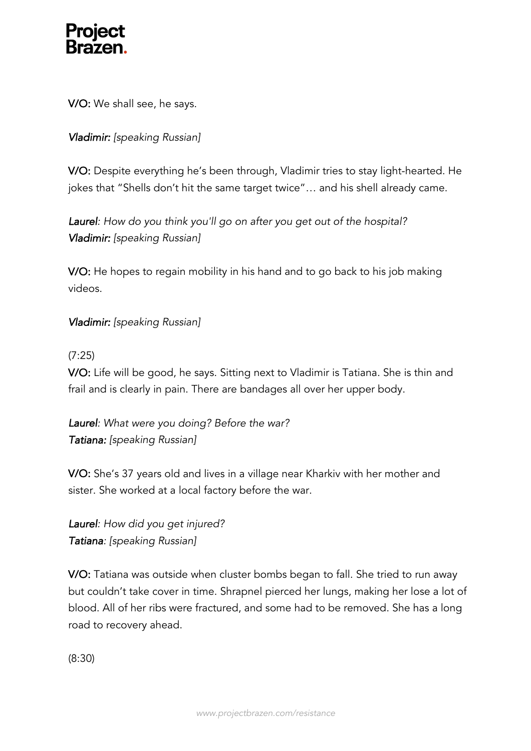**V/O:** We shall see, he says.

***Vladimir:*** *[speaking Russian]*

**V/O:** Despite everything he's been through, Vladimir tries to stay light-hearted. He jokes that "Shells don't hit the same target twice"… and his shell already came.

***Laurel****: How do you think you'll go on after you get out of the hospital?*
***Vladimir:*** *[speaking Russian]*

**V/O:** He hopes to regain mobility in his hand and to go back to his job making videos.

***Vladimir:*** *[speaking Russian]*

(7:25)
**V/O:** Life will be good, he says. Sitting next to Vladimir is Tatiana. She is thin and frail and is clearly in pain. There are bandages all over her upper body.

***Laurel****: What were you doing? Before the war?*
***Tatiana:*** *[speaking Russian]*

**V/O:** She's 37 years old and lives in a village near Kharkiv with her mother and sister. She worked at a local factory before the war.

***Laurel****: How did you get injured?*
***Tatiana****: [speaking Russian]*

**V/O:** Tatiana was outside when cluster bombs began to fall. She tried to run away but couldn't take cover in time. Shrapnel pierced her lungs, making her lose a lot of blood. All of her ribs were fractured, and some had to be removed. She has a long road to recovery ahead.

(8:30)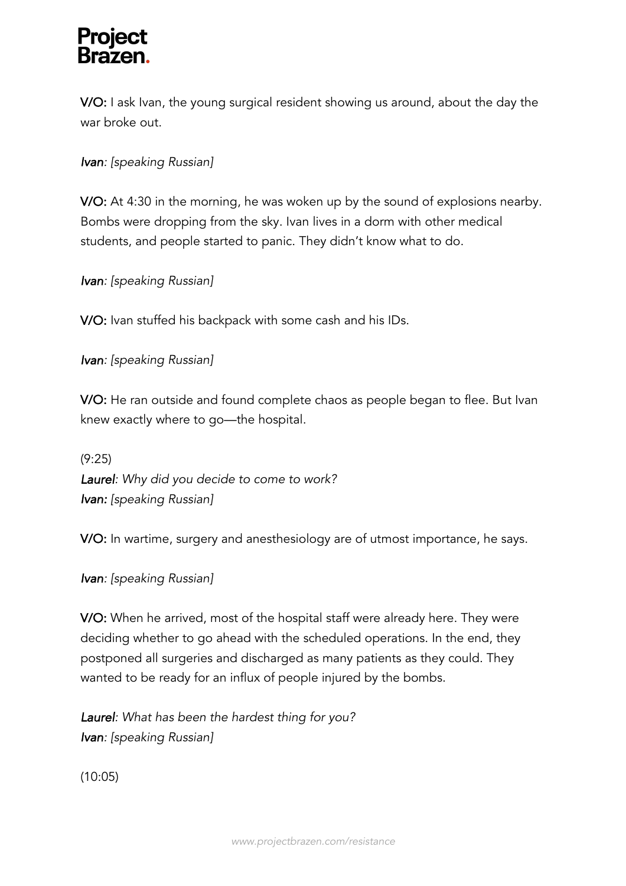**V/O:** I ask Ivan, the young surgical resident showing us around, about the day the war broke out.

*Ivan: [speaking Russian]*

**V/O:** At 4:30 in the morning, he was woken up by the sound of explosions nearby. Bombs were dropping from the sky. Ivan lives in a dorm with other medical students, and people started to panic. They didn't know what to do.

*Ivan: [speaking Russian]*

**V/O:** Ivan stuffed his backpack with some cash and his IDs.

*Ivan: [speaking Russian]*

**V/O:** He ran outside and found complete chaos as people began to flee. But Ivan knew exactly where to go—the hospital.

(9:25)
*Laurel: Why did you decide to come to work?*
*Ivan: [speaking Russian]*

**V/O:** In wartime, surgery and anesthesiology are of utmost importance, he says.

*Ivan: [speaking Russian]*

**V/O:** When he arrived, most of the hospital staff were already here. They were deciding whether to go ahead with the scheduled operations. In the end, they postponed all surgeries and discharged as many patients as they could. They wanted to be ready for an influx of people injured by the bombs.

*Laurel: What has been the hardest thing for you?*
*Ivan: [speaking Russian]*

(10:05)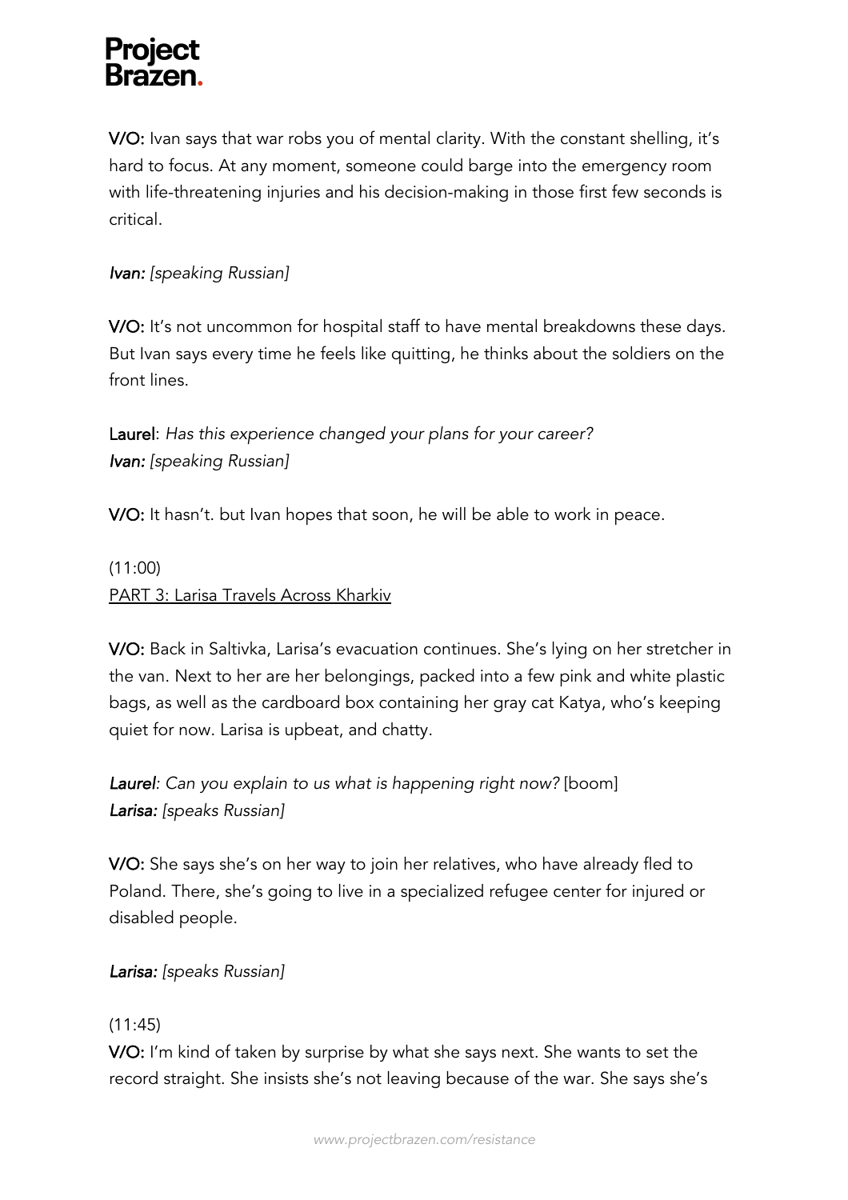**V/O:** Ivan says that war robs you of mental clarity. With the constant shelling, it's hard to focus. At any moment, someone could barge into the emergency room with life-threatening injuries and his decision-making in those first few seconds is critical.

***Ivan:*** *[speaking Russian]*

**V/O:** It's not uncommon for hospital staff to have mental breakdowns these days. But Ivan says every time he feels like quitting, he thinks about the soldiers on the front lines.

**Laurel**: *Has this experience changed your plans for your career?*
***Ivan:*** *[speaking Russian]*

**V/O:** It hasn't. but Ivan hopes that soon, he will be able to work in peace.

(11:00)
PART 3: Larisa Travels Across Kharkiv

**V/O:** Back in Saltivka, Larisa's evacuation continues. She's lying on her stretcher in the van. Next to her are her belongings, packed into a few pink and white plastic bags, as well as the cardboard box containing her gray cat Katya, who's keeping quiet for now. Larisa is upbeat, and chatty.

***Laurel****: Can you explain to us what is happening right now?* [boom]
***Larisa:*** *[speaks Russian]*

**V/O:** She says she's on her way to join her relatives, who have already fled to Poland. There, she's going to live in a specialized refugee center for injured or disabled people.

***Larisa:*** *[speaks Russian]*

(11:45)
**V/O:** I'm kind of taken by surprise by what she says next. She wants to set the record straight. She insists she's not leaving because of the war. She says she's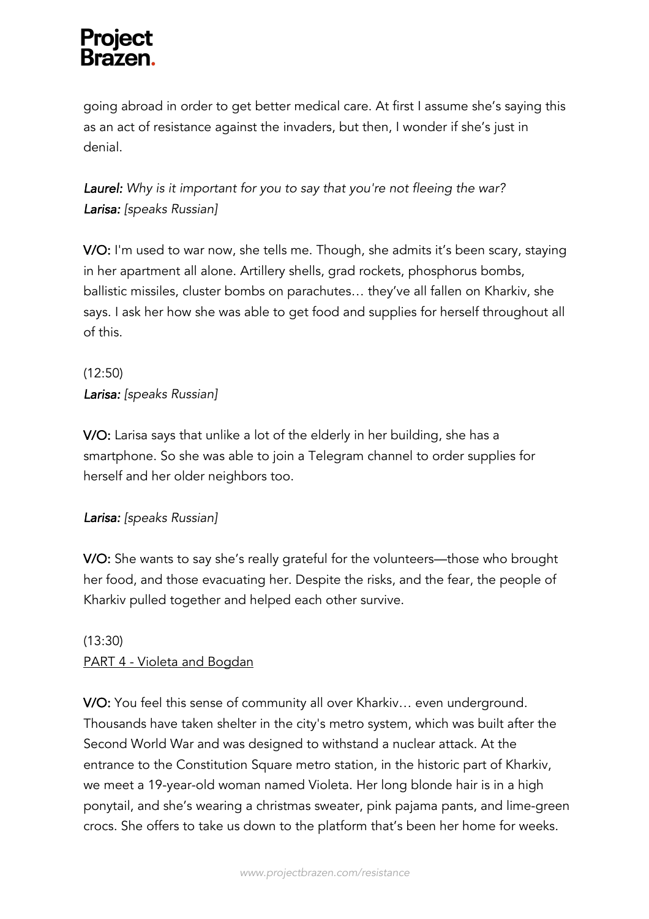going abroad in order to get better medical care. At first I assume she's saying this as an act of resistance against the invaders, but then, I wonder if she's just in denial.

***Laurel:*** *Why is it important for you to say that you're not fleeing the war?*
***Larisa:*** *[speaks Russian]*

**V/O:** I'm used to war now, she tells me. Though, she admits it's been scary, staying in her apartment all alone. Artillery shells, grad rockets, phosphorus bombs, ballistic missiles, cluster bombs on parachutes… they've all fallen on Kharkiv, she says. I ask her how she was able to get food and supplies for herself throughout all of this.

(12:50)
***Larisa:*** *[speaks Russian]*

**V/O:** Larisa says that unlike a lot of the elderly in her building, she has a smartphone. So she was able to join a Telegram channel to order supplies for herself and her older neighbors too.

***Larisa:*** *[speaks Russian]*

**V/O:** She wants to say she's really grateful for the volunteers—those who brought her food, and those evacuating her. Despite the risks, and the fear, the people of Kharkiv pulled together and helped each other survive.

(13:30)
<u>PART 4 - Violeta and Bogdan</u>

**V/O:** You feel this sense of community all over Kharkiv… even underground. Thousands have taken shelter in the city's metro system, which was built after the Second World War and was designed to withstand a nuclear attack. At the entrance to the Constitution Square metro station, in the historic part of Kharkiv, we meet a 19-year-old woman named Violeta. Her long blonde hair is in a high ponytail, and she's wearing a christmas sweater, pink pajama pants, and lime-green crocs. She offers to take us down to the platform that's been her home for weeks.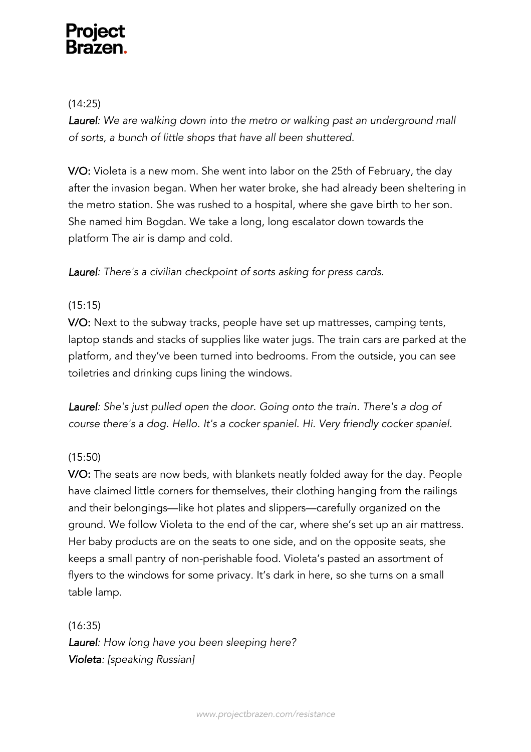(14:25)

***Laurel**: We are walking down into the metro or walking past an underground mall of sorts, a bunch of little shops that have all been shuttered.*

**V/O:** Violeta is a new mom. She went into labor on the 25th of February, the day after the invasion began. When her water broke, she had already been sheltering in the metro station. She was rushed to a hospital, where she gave birth to her son. She named him Bogdan. We take a long, long escalator down towards the platform The air is damp and cold.

***Laurel**: There's a civilian checkpoint of sorts asking for press cards.*

(15:15)

**V/O:** Next to the subway tracks, people have set up mattresses, camping tents, laptop stands and stacks of supplies like water jugs. The train cars are parked at the platform, and they've been turned into bedrooms. From the outside, you can see toiletries and drinking cups lining the windows.

***Laurel**: She's just pulled open the door. Going onto the train. There's a dog of course there's a dog. Hello. It's a cocker spaniel. Hi. Very friendly cocker spaniel.*

(15:50)

**V/O:** The seats are now beds, with blankets neatly folded away for the day. People have claimed little corners for themselves, their clothing hanging from the railings and their belongings—like hot plates and slippers—carefully organized on the ground. We follow Violeta to the end of the car, where she's set up an air mattress. Her baby products are on the seats to one side, and on the opposite seats, she keeps a small pantry of non-perishable food. Violeta's pasted an assortment of flyers to the windows for some privacy. It's dark in here, so she turns on a small table lamp.

(16:35)

***Laurel**: How long have you been sleeping here?*
***Violeta**: [speaking Russian]*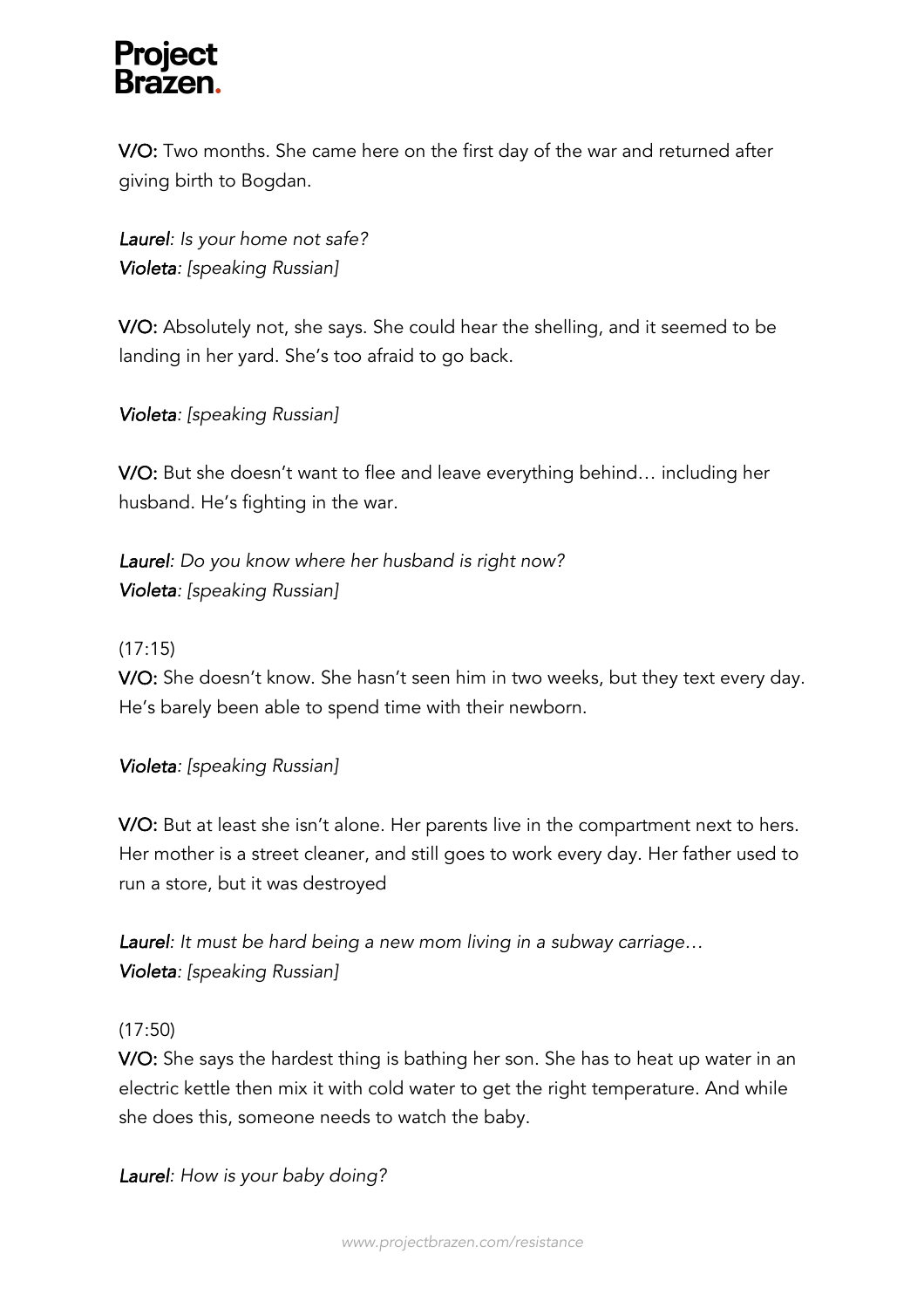**V/O:** Two months. She came here on the first day of the war and returned after giving birth to Bogdan.

***Laurel**: Is your home not safe?*
***Violeta**: [speaking Russian]*

**V/O:** Absolutely not, she says. She could hear the shelling, and it seemed to be landing in her yard. She's too afraid to go back.

***Violeta**: [speaking Russian]*

**V/O:** But she doesn't want to flee and leave everything behind… including her husband. He's fighting in the war.

***Laurel**: Do you know where her husband is right now?*
***Violeta**: [speaking Russian]*

(17:15)
**V/O:** She doesn't know. She hasn't seen him in two weeks, but they text every day. He's barely been able to spend time with their newborn.

***Violeta**: [speaking Russian]*

**V/O:** But at least she isn't alone. Her parents live in the compartment next to hers. Her mother is a street cleaner, and still goes to work every day. Her father used to run a store, but it was destroyed

***Laurel**: It must be hard being a new mom living in a subway carriage…*
***Violeta**: [speaking Russian]*

(17:50)
**V/O:** She says the hardest thing is bathing her son. She has to heat up water in an electric kettle then mix it with cold water to get the right temperature. And while she does this, someone needs to watch the baby.

***Laurel**: How is your baby doing?*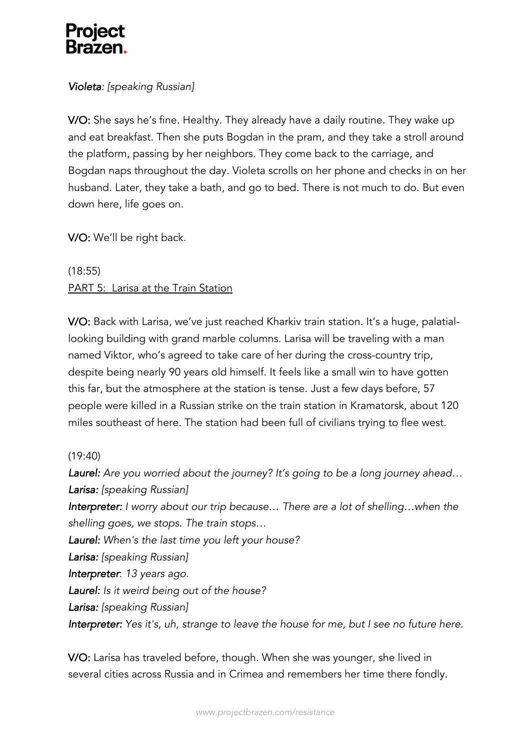*Violeta: [speaking Russian]*

**V/O:** She says he's fine. Healthy. They already have a daily routine. They wake up and eat breakfast. Then she puts Bogdan in the pram, and they take a stroll around the platform, passing by her neighbors. They come back to the carriage, and Bogdan naps throughout the day. Violeta scrolls on her phone and checks in on her husband. Later, they take a bath, and go to bed. There is not much to do. But even down here, life goes on.

**V/O:** We'll be right back.

(18:55)
<u>PART 5: Larisa at the Train Station</u>

**V/O:** Back with Larisa, we've just reached Kharkiv train station. It's a huge, palatial-looking building with grand marble columns. Larisa will be traveling with a man named Viktor, who's agreed to take care of her during the cross-country trip, despite being nearly 90 years old himself. It feels like a small win to have gotten this far, but the atmosphere at the station is tense. Just a few days before, 57 people were killed in a Russian strike on the train station in Kramatorsk, about 120 miles southeast of here. The station had been full of civilians trying to flee west.

(19:40)
***Laurel:*** *Are you worried about the journey? It's going to be a long journey ahead…*
***Larisa:*** *[speaking Russian]*
***Interpreter:*** *I worry about our trip because… There are a lot of shelling…when the shelling goes, we stops. The train stops…*
***Laurel:*** *When's the last time you left your house?*
***Larisa:*** *[speaking Russian]*
***Interpreter***: *13 years ago.*
***Laurel:*** *Is it weird being out of the house?*
***Larisa:*** *[speaking Russian]*
***Interpreter:*** *Yes it's, uh, strange to leave the house for me, but I see no future here.*

**V/O:** Larisa has traveled before, though. When she was younger, she lived in several cities across Russia and in Crimea and remembers her time there fondly.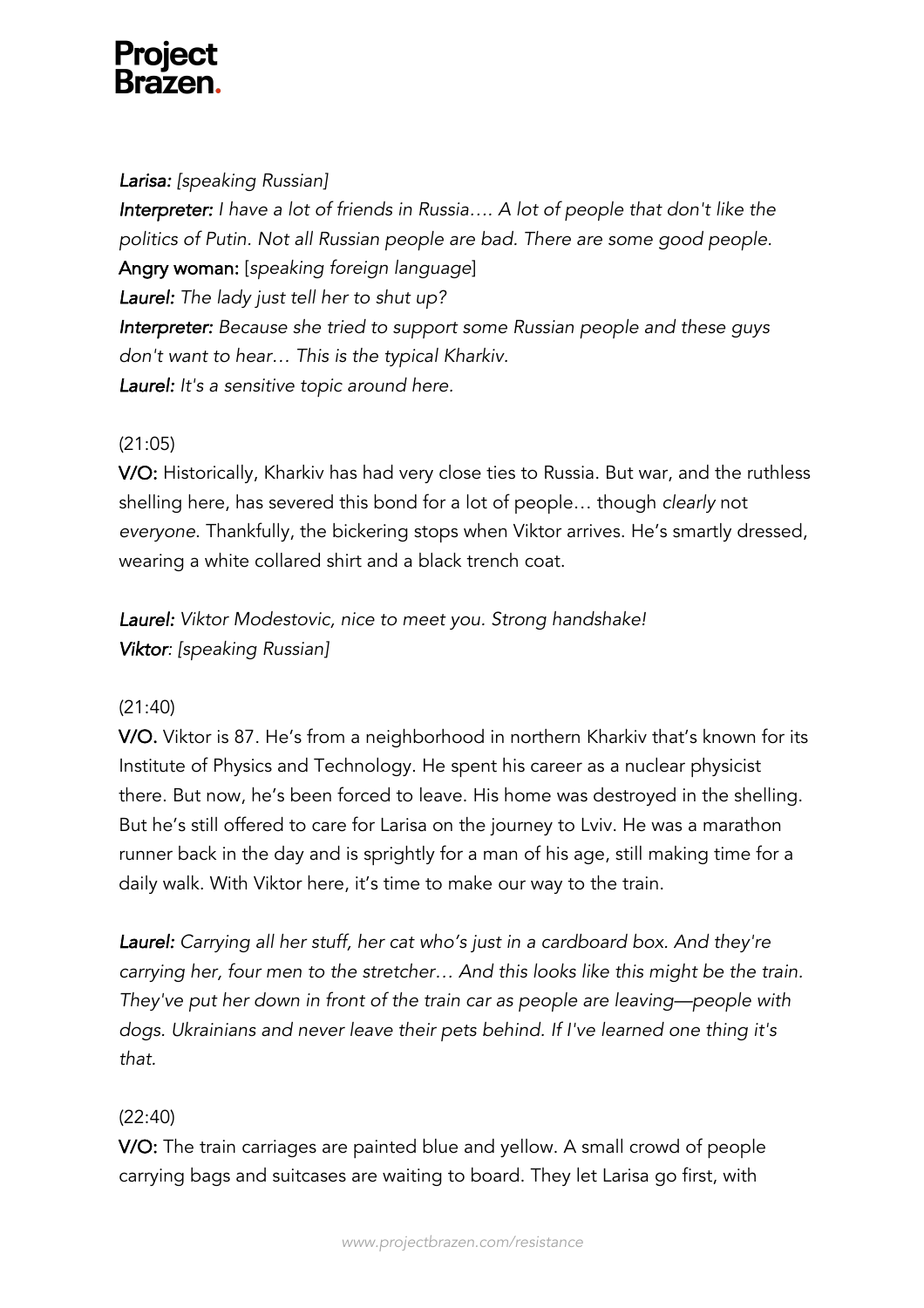***Larisa:*** *[speaking Russian]*

***Interpreter:*** *I have a lot of friends in Russia…. A lot of people that don't like the politics of Putin. Not all Russian people are bad. There are some good people.*

**Angry woman:** [*speaking foreign language*]

***Laurel:*** *The lady just tell her to shut up?*

***Interpreter:*** *Because she tried to support some Russian people and these guys don't want to hear… This is the typical Kharkiv.*

***Laurel:*** *It's a sensitive topic around here.*

(21:05)

**V/O:** Historically, Kharkiv has had very close ties to Russia. But war, and the ruthless shelling here, has severed this bond for a lot of people… though *clearly* not *everyone*. Thankfully, the bickering stops when Viktor arrives. He's smartly dressed, wearing a white collared shirt and a black trench coat.

***Laurel:*** *Viktor Modestovic, nice to meet you. Strong handshake!*

***Viktor****: [speaking Russian]*

(21:40)

**V/O.** Viktor is 87. He's from a neighborhood in northern Kharkiv that's known for its Institute of Physics and Technology. He spent his career as a nuclear physicist there. But now, he's been forced to leave. His home was destroyed in the shelling. But he's still offered to care for Larisa on the journey to Lviv. He was a marathon runner back in the day and is sprightly for a man of his age, still making time for a daily walk. With Viktor here, it's time to make our way to the train.

***Laurel:*** *Carrying all her stuff, her cat who's just in a cardboard box. And they're carrying her, four men to the stretcher… And this looks like this might be the train. They've put her down in front of the train car as people are leaving—people with dogs. Ukrainians and never leave their pets behind. If I've learned one thing it's that.*

(22:40)

**V/O:** The train carriages are painted blue and yellow. A small crowd of people carrying bags and suitcases are waiting to board. They let Larisa go first, with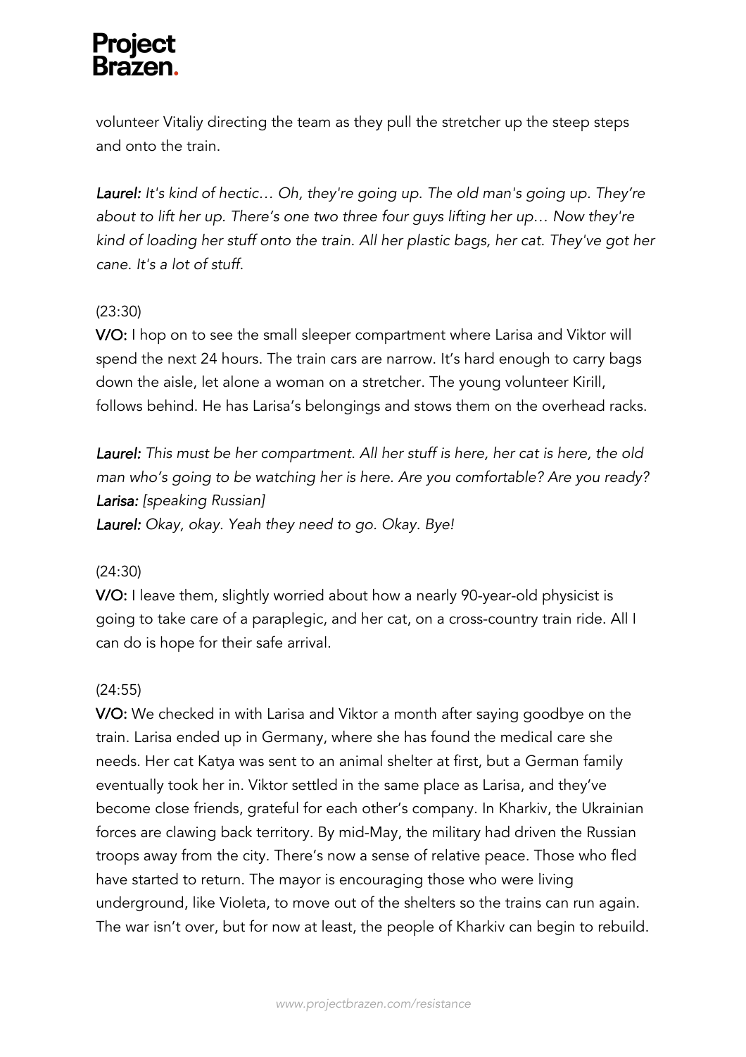volunteer Vitaliy directing the team as they pull the stretcher up the steep steps and onto the train.

***Laurel:*** *It's kind of hectic… Oh, they're going up. The old man's going up. They're about to lift her up. There's one two three four guys lifting her up… Now they're kind of loading her stuff onto the train. All her plastic bags, her cat. They've got her cane. It's a lot of stuff.*

(23:30)

**V/O:** I hop on to see the small sleeper compartment where Larisa and Viktor will spend the next 24 hours. The train cars are narrow. It's hard enough to carry bags down the aisle, let alone a woman on a stretcher. The young volunteer Kirill, follows behind. He has Larisa's belongings and stows them on the overhead racks.

***Laurel:*** *This must be her compartment. All her stuff is here, her cat is here, the old man who's going to be watching her is here. Are you comfortable? Are you ready?*
***Larisa:*** *[speaking Russian]*
***Laurel:*** *Okay, okay. Yeah they need to go. Okay. Bye!*

(24:30)

**V/O:** I leave them, slightly worried about how a nearly 90-year-old physicist is going to take care of a paraplegic, and her cat, on a cross-country train ride. All I can do is hope for their safe arrival.

(24:55)

**V/O:** We checked in with Larisa and Viktor a month after saying goodbye on the train. Larisa ended up in Germany, where she has found the medical care she needs. Her cat Katya was sent to an animal shelter at first, but a German family eventually took her in. Viktor settled in the same place as Larisa, and they've become close friends, grateful for each other's company. In Kharkiv, the Ukrainian forces are clawing back territory. By mid-May, the military had driven the Russian troops away from the city. There's now a sense of relative peace. Those who fled have started to return. The mayor is encouraging those who were living underground, like Violeta, to move out of the shelters so the trains can run again. The war isn't over, but for now at least, the people of Kharkiv can begin to rebuild.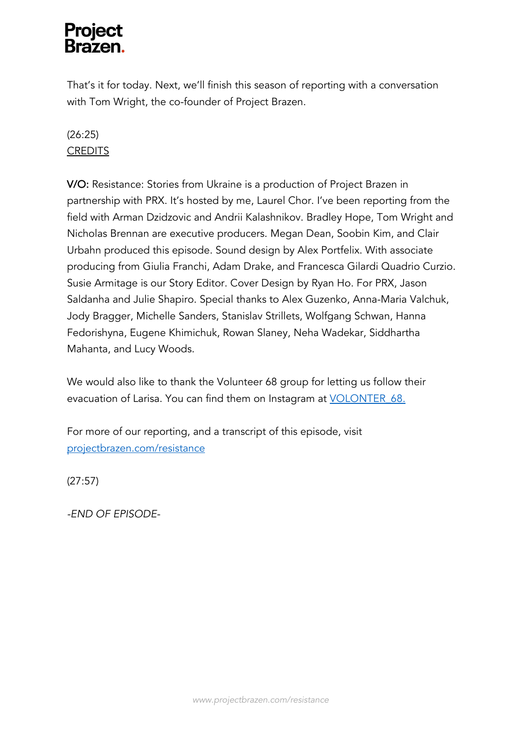That's it for today. Next, we'll finish this season of reporting with a conversation with Tom Wright, the co-founder of Project Brazen.

(26:25)
CREDITS

**V/O:** Resistance: Stories from Ukraine is a production of Project Brazen in partnership with PRX. It's hosted by me, Laurel Chor. I've been reporting from the field with Arman Dzidzovic and Andrii Kalashnikov. Bradley Hope, Tom Wright and Nicholas Brennan are executive producers. Megan Dean, Soobin Kim, and Clair Urbahn produced this episode. Sound design by Alex Portfelix. With associate producing from Giulia Franchi, Adam Drake, and Francesca Gilardi Quadrio Curzio. Susie Armitage is our Story Editor. Cover Design by Ryan Ho. For PRX, Jason Saldanha and Julie Shapiro. Special thanks to Alex Guzenko, Anna-Maria Valchuk, Jody Bragger, Michelle Sanders, Stanislav Strillets, Wolfgang Schwan, Hanna Fedorishyna, Eugene Khimichuk, Rowan Slaney, Neha Wadekar, Siddhartha Mahanta, and Lucy Woods.

We would also like to thank the Volunteer 68 group for letting us follow their evacuation of Larisa. You can find them on Instagram at VOLONTER_68.

For more of our reporting, and a transcript of this episode, visit projectbrazen.com/resistance

(27:57)

*-END OF EPISODE-*